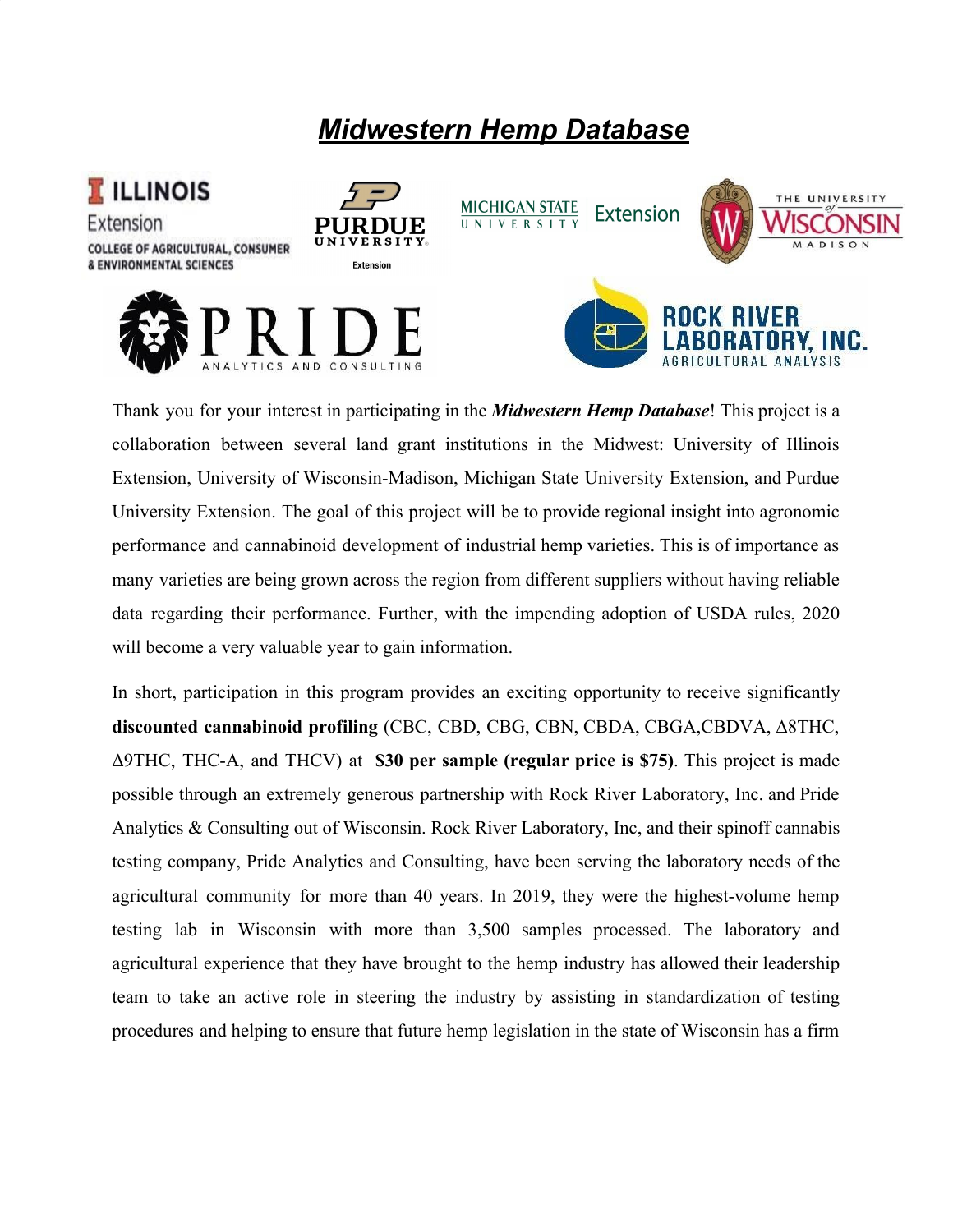# ***Midwestern Hemp Database***

Thank you for your interest in participating in the ***Midwestern Hemp Database***! This project is a collaboration between several land grant institutions in the Midwest: University of Illinois Extension, University of Wisconsin-Madison, Michigan State University Extension, and Purdue University Extension. The goal of this project will be to provide regional insight into agronomic performance and cannabinoid development of industrial hemp varieties. This is of importance as many varieties are being grown across the region from different suppliers without having reliable data regarding their performance. Further, with the impending adoption of USDA rules, 2020 will become a very valuable year to gain information.

In short, participation in this program provides an exciting opportunity to receive significantly **discounted cannabinoid profiling** (CBC, CBD, CBG, CBN, CBDA, CBGA,CBDVA, Δ8THC, Δ9THC, THC-A, and THCV) at **$30 per sample (regular price is $75)**. This project is made possible through an extremely generous partnership with Rock River Laboratory, Inc. and Pride Analytics & Consulting out of Wisconsin. Rock River Laboratory, Inc, and their spinoff cannabis testing company, Pride Analytics and Consulting, have been serving the laboratory needs of the agricultural community for more than 40 years. In 2019, they were the highest-volume hemp testing lab in Wisconsin with more than 3,500 samples processed. The laboratory and agricultural experience that they have brought to the hemp industry has allowed their leadership team to take an active role in steering the industry by assisting in standardization of testing procedures and helping to ensure that future hemp legislation in the state of Wisconsin has a firm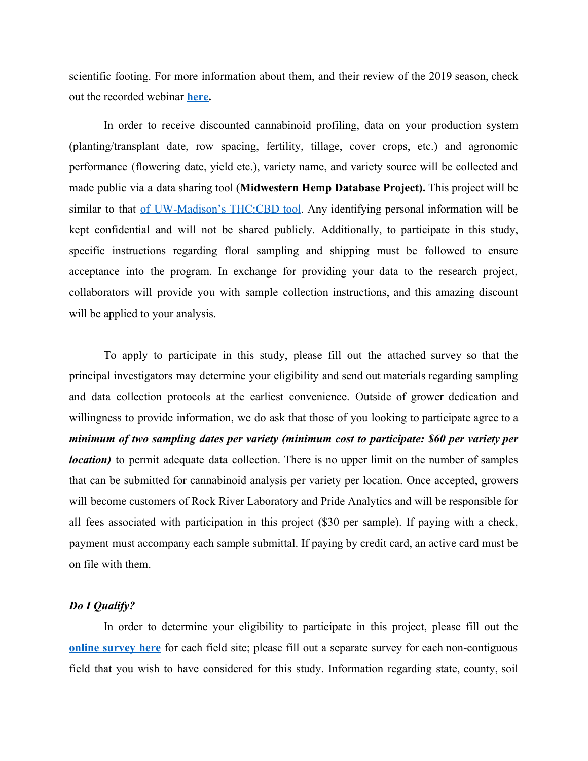scientific footing. For more information about them, and their review of the 2019 season, check out the recorded webinar **here.**

In order to receive discounted cannabinoid profiling, data on your production system (planting/transplant date, row spacing, fertility, tillage, cover crops, etc.) and agronomic performance (flowering date, yield etc.), variety name, and variety source will be collected and made public via a data sharing tool (**Midwestern Hemp Database Project).** This project will be similar to that of UW-Madison's THC:CBD tool. Any identifying personal information will be kept confidential and will not be shared publicly. Additionally, to participate in this study, specific instructions regarding floral sampling and shipping must be followed to ensure acceptance into the program. In exchange for providing your data to the research project, collaborators will provide you with sample collection instructions, and this amazing discount will be applied to your analysis.

To apply to participate in this study, please fill out the attached survey so that the principal investigators may determine your eligibility and send out materials regarding sampling and data collection protocols at the earliest convenience. Outside of grower dedication and willingness to provide information, we do ask that those of you looking to participate agree to a ***minimum of two sampling dates per variety (minimum cost to participate: $60 per variety per location)*** to permit adequate data collection. There is no upper limit on the number of samples that can be submitted for cannabinoid analysis per variety per location. Once accepted, growers will become customers of Rock River Laboratory and Pride Analytics and will be responsible for all fees associated with participation in this project ($30 per sample). If paying with a check, payment must accompany each sample submittal. If paying by credit card, an active card must be on file with them.

### *Do I Qualify?*

In order to determine your eligibility to participate in this project, please fill out the **online survey here** for each field site; please fill out a separate survey for each non-contiguous field that you wish to have considered for this study. Information regarding state, county, soil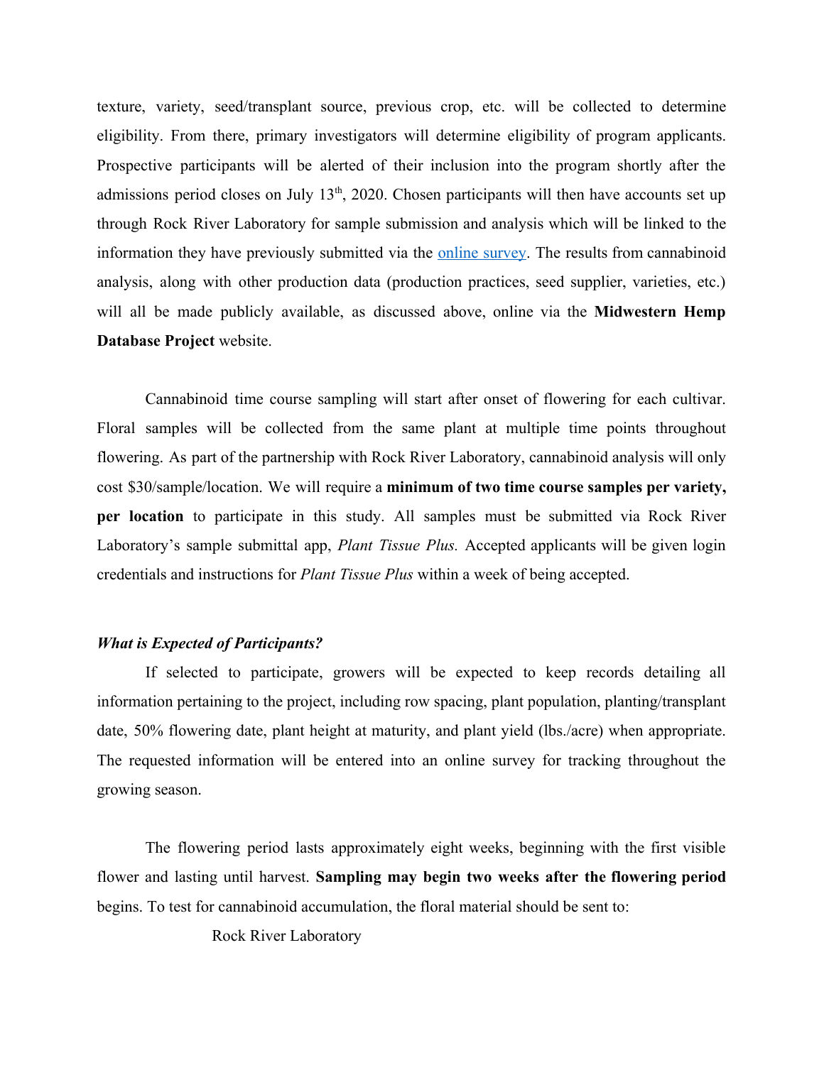texture, variety, seed/transplant source, previous crop, etc. will be collected to determine eligibility. From there, primary investigators will determine eligibility of program applicants. Prospective participants will be alerted of their inclusion into the program shortly after the admissions period closes on July 13th, 2020. Chosen participants will then have accounts set up through Rock River Laboratory for sample submission and analysis which will be linked to the information they have previously submitted via the online survey. The results from cannabinoid analysis, along with other production data (production practices, seed supplier, varieties, etc.) will all be made publicly available, as discussed above, online via the **Midwestern Hemp Database Project** website.

Cannabinoid time course sampling will start after onset of flowering for each cultivar. Floral samples will be collected from the same plant at multiple time points throughout flowering. As part of the partnership with Rock River Laboratory, cannabinoid analysis will only cost $30/sample/location. We will require a **minimum of two time course samples per variety, per location** to participate in this study. All samples must be submitted via Rock River Laboratory's sample submittal app, *Plant Tissue Plus.* Accepted applicants will be given login credentials and instructions for *Plant Tissue Plus* within a week of being accepted.

### ***What is Expected of Participants?***

If selected to participate, growers will be expected to keep records detailing all information pertaining to the project, including row spacing, plant population, planting/transplant date, 50% flowering date, plant height at maturity, and plant yield (lbs./acre) when appropriate. The requested information will be entered into an online survey for tracking throughout the growing season.

The flowering period lasts approximately eight weeks, beginning with the first visible flower and lasting until harvest. **Sampling may begin two weeks after the flowering period** begins. To test for cannabinoid accumulation, the floral material should be sent to:

Rock River Laboratory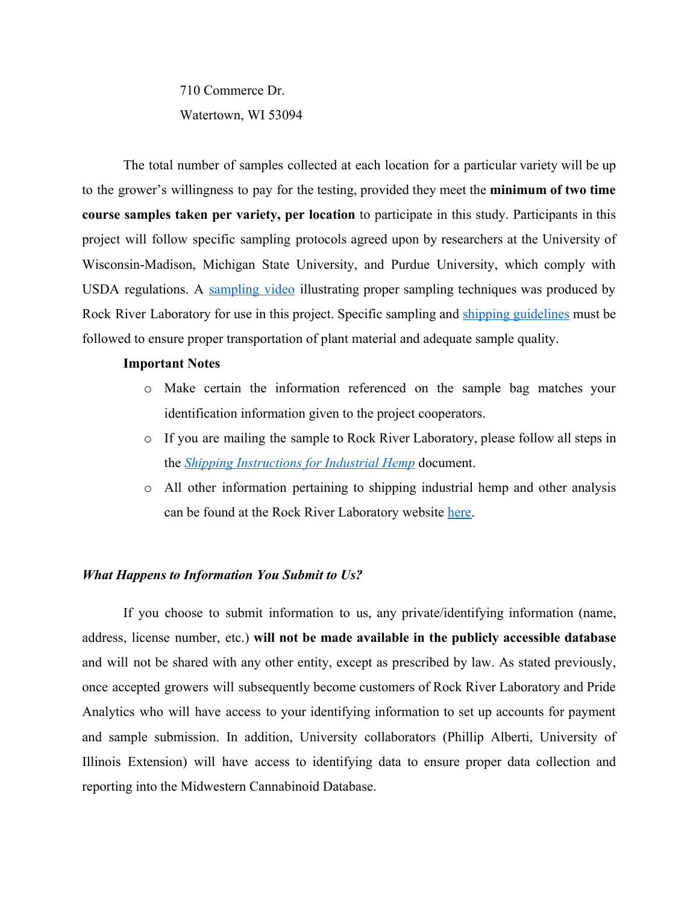710 Commerce Dr.
Watertown, WI 53094

The total number of samples collected at each location for a particular variety will be up to the grower's willingness to pay for the testing, provided they meet the **minimum of two time course samples taken per variety, per location** to participate in this study. Participants in this project will follow specific sampling protocols agreed upon by researchers at the University of Wisconsin-Madison, Michigan State University, and Purdue University, which comply with USDA regulations. A sampling video illustrating proper sampling techniques was produced by Rock River Laboratory for use in this project. Specific sampling and shipping guidelines must be followed to ensure proper transportation of plant material and adequate sample quality.

**Important Notes**

- Make certain the information referenced on the sample bag matches your identification information given to the project cooperators.
- If you are mailing the sample to Rock River Laboratory, please follow all steps in the *Shipping Instructions for Industrial Hemp* document.
- All other information pertaining to shipping industrial hemp and other analysis can be found at the Rock River Laboratory website here.

***What Happens to Information You Submit to Us?***

If you choose to submit information to us, any private/identifying information (name, address, license number, etc.) **will not be made available in the publicly accessible database** and will not be shared with any other entity, except as prescribed by law. As stated previously, once accepted growers will subsequently become customers of Rock River Laboratory and Pride Analytics who will have access to your identifying information to set up accounts for payment and sample submission. In addition, University collaborators (Phillip Alberti, University of Illinois Extension) will have access to identifying data to ensure proper data collection and reporting into the Midwestern Cannabinoid Database.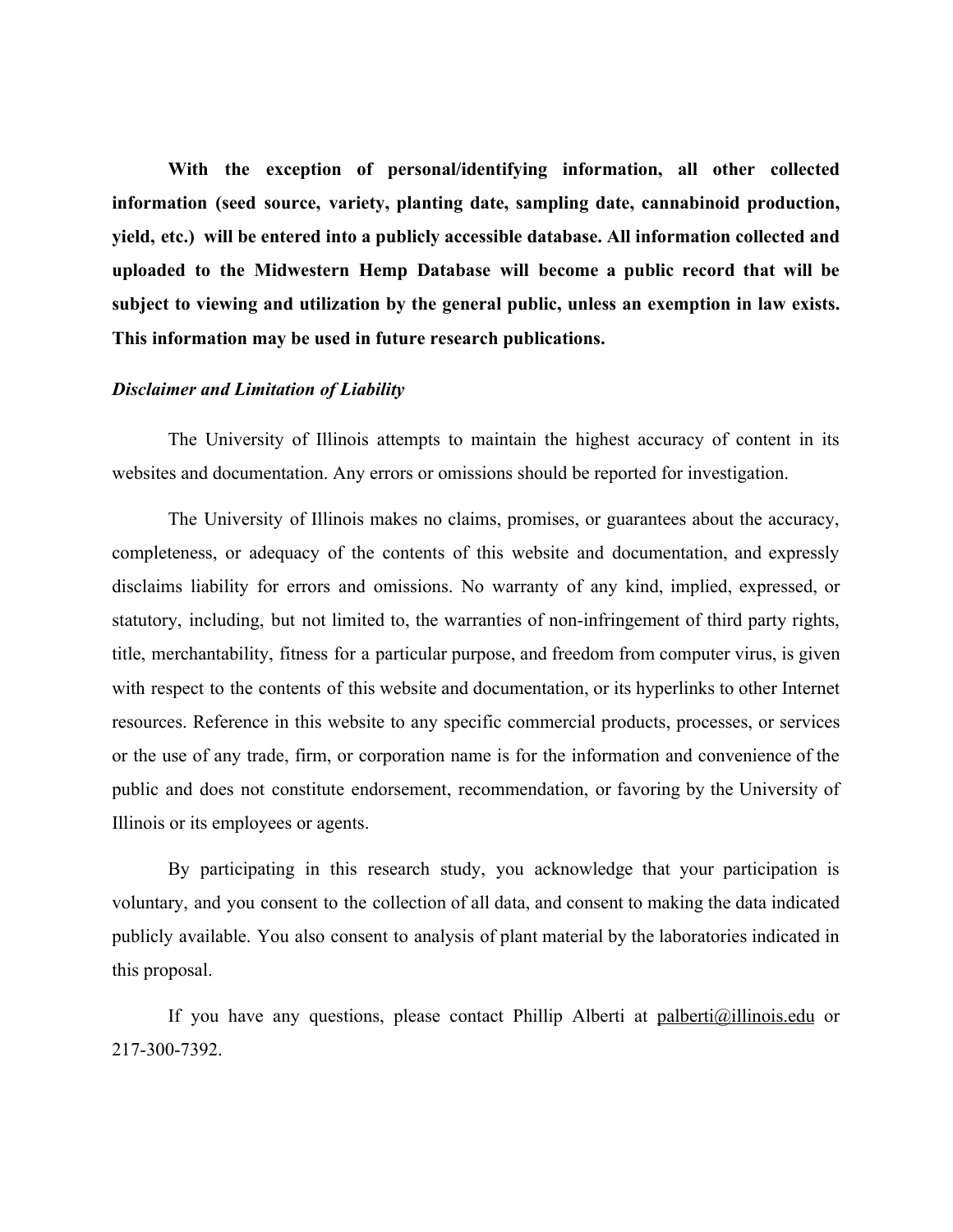**With the exception of personal/identifying information, all other collected information (seed source, variety, planting date, sampling date, cannabinoid production, yield, etc.) will be entered into a publicly accessible database. All information collected and uploaded to the Midwestern Hemp Database will become a public record that will be subject to viewing and utilization by the general public, unless an exemption in law exists. This information may be used in future research publications.**

***Disclaimer and Limitation of Liability***

The University of Illinois attempts to maintain the highest accuracy of content in its websites and documentation. Any errors or omissions should be reported for investigation.

The University of Illinois makes no claims, promises, or guarantees about the accuracy, completeness, or adequacy of the contents of this website and documentation, and expressly disclaims liability for errors and omissions. No warranty of any kind, implied, expressed, or statutory, including, but not limited to, the warranties of non-infringement of third party rights, title, merchantability, fitness for a particular purpose, and freedom from computer virus, is given with respect to the contents of this website and documentation, or its hyperlinks to other Internet resources. Reference in this website to any specific commercial products, processes, or services or the use of any trade, firm, or corporation name is for the information and convenience of the public and does not constitute endorsement, recommendation, or favoring by the University of Illinois or its employees or agents.

By participating in this research study, you acknowledge that your participation is voluntary, and you consent to the collection of all data, and consent to making the data indicated publicly available. You also consent to analysis of plant material by the laboratories indicated in this proposal.

If you have any questions, please contact Phillip Alberti at palberti@illinois.edu or 217-300-7392.